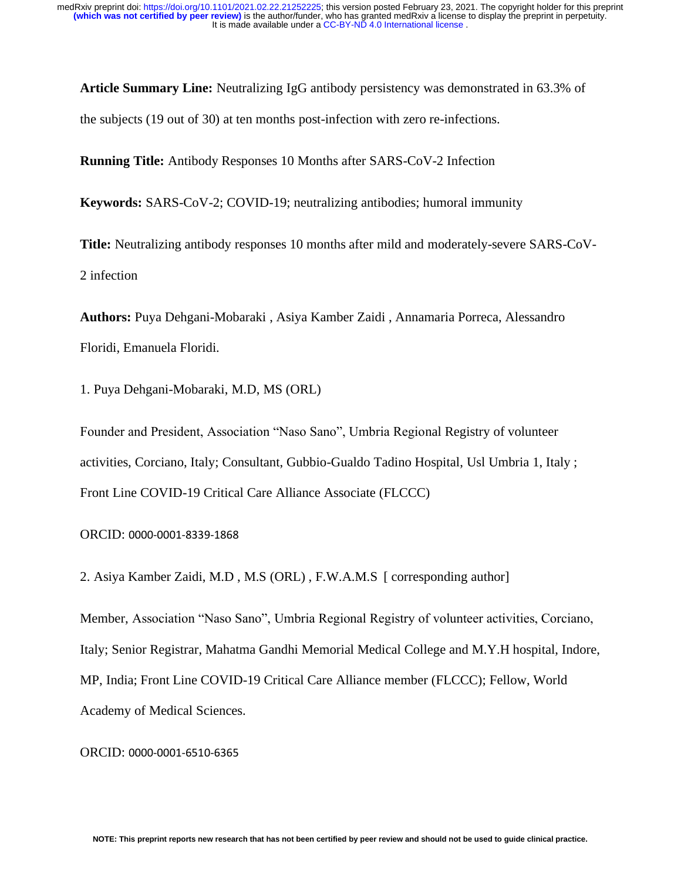**Article Summary Line:** Neutralizing IgG antibody persistency was demonstrated in 63.3% of the subjects (19 out of 30) at ten months post-infection with zero re-infections.

**Running Title:** Antibody Responses 10 Months after SARS-CoV-2 Infection

**Keywords:** SARS-CoV-2; COVID-19; neutralizing antibodies; humoral immunity

**Title:** Neutralizing antibody responses 10 months after mild and moderately-severe SARS-CoV-2 infection

**Authors:** Puya Dehgani-Mobaraki , Asiya Kamber Zaidi , Annamaria Porreca, Alessandro Floridi, Emanuela Floridi.

1. Puya Dehgani-Mobaraki, M.D, MS (ORL)

Founder and President, Association "Naso Sano", Umbria Regional Registry of volunteer activities, Corciano, Italy; Consultant, Gubbio-Gualdo Tadino Hospital, Usl Umbria 1, Italy ; Front Line COVID-19 Critical Care Alliance Associate (FLCCC)

ORCID: 0000-0001-8339-1868

2. Asiya Kamber Zaidi, M.D , M.S (ORL) , F.W.A.M.S [ corresponding author]

Member, Association "Naso Sano", Umbria Regional Registry of volunteer activities, Corciano, Italy; Senior Registrar, Mahatma Gandhi Memorial Medical College and M.Y.H hospital, Indore, MP, India; Front Line COVID-19 Critical Care Alliance member (FLCCC); Fellow, World Academy of Medical Sciences.

ORCID: 0000-0001-6510-6365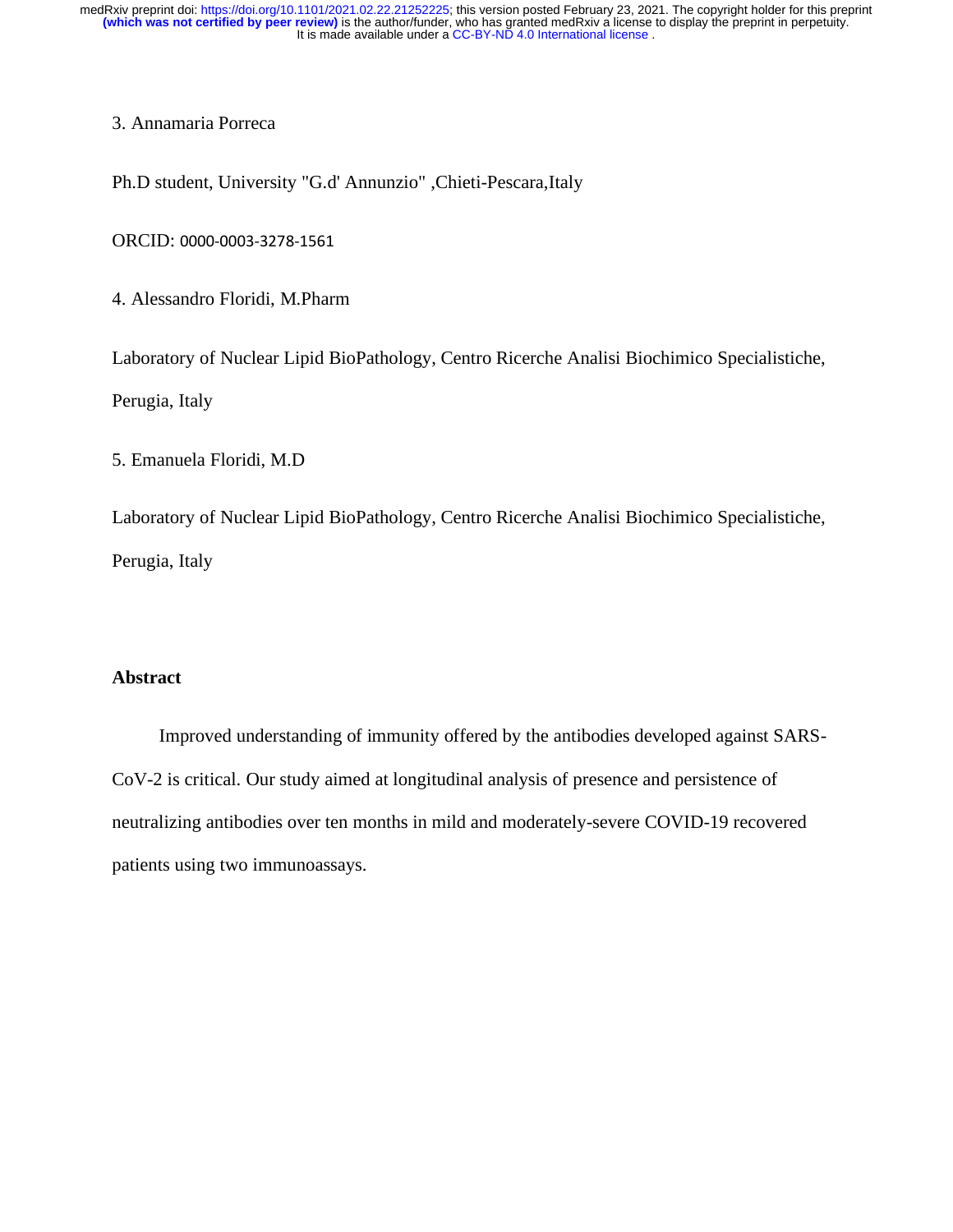3. Annamaria Porreca

Ph.D student, University "G.d' Annunzio" ,Chieti-Pescara,Italy

ORCID: 0000-0003-3278-1561

4. Alessandro Floridi, M.Pharm

Laboratory of Nuclear Lipid BioPathology, Centro Ricerche Analisi Biochimico Specialistiche, Perugia, Italy

5. Emanuela Floridi, M.D

Laboratory of Nuclear Lipid BioPathology, Centro Ricerche Analisi Biochimico Specialistiche, Perugia, Italy

## Abstract

Improved understanding of immunity offered by the antibodies developed against SARS-CoV-2 is critical. Our study aimed at longitudinal analysis of presence and persistence of neutralizing antibodies over ten months in mild and moderately-severe COVID-19 recovered patients using two immunoassays.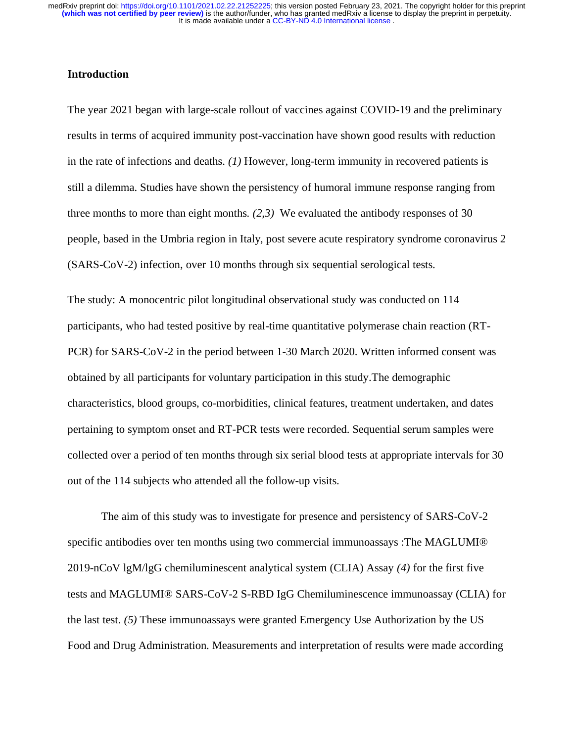## Introduction

The year 2021 began with large-scale rollout of vaccines against COVID-19 and the preliminary results in terms of acquired immunity post-vaccination have shown good results with reduction in the rate of infections and deaths. *(1)* However, long-term immunity in recovered patients is still a dilemma. Studies have shown the persistency of humoral immune response ranging from three months to more than eight months. *(2,3)* We evaluated the antibody responses of 30 people, based in the Umbria region in Italy, post severe acute respiratory syndrome coronavirus 2 (SARS-CoV-2) infection, over 10 months through six sequential serological tests.

The study: A monocentric pilot longitudinal observational study was conducted on 114 participants, who had tested positive by real-time quantitative polymerase chain reaction (RT-PCR) for SARS-CoV-2 in the period between 1-30 March 2020. Written informed consent was obtained by all participants for voluntary participation in this study.The demographic characteristics, blood groups, co-morbidities, clinical features, treatment undertaken, and dates pertaining to symptom onset and RT-PCR tests were recorded. Sequential serum samples were collected over a period of ten months through six serial blood tests at appropriate intervals for 30 out of the 114 subjects who attended all the follow-up visits.

The aim of this study was to investigate for presence and persistency of SARS-CoV-2 specific antibodies over ten months using two commercial immunoassays :The MAGLUMI® 2019-nCoV lgM/lgG chemiluminescent analytical system (CLIA) Assay *(4)* for the first five tests and MAGLUMI® SARS-CoV-2 S-RBD IgG Chemiluminescence immunoassay (CLIA) for the last test. *(5)* These immunoassays were granted Emergency Use Authorization by the US Food and Drug Administration. Measurements and interpretation of results were made according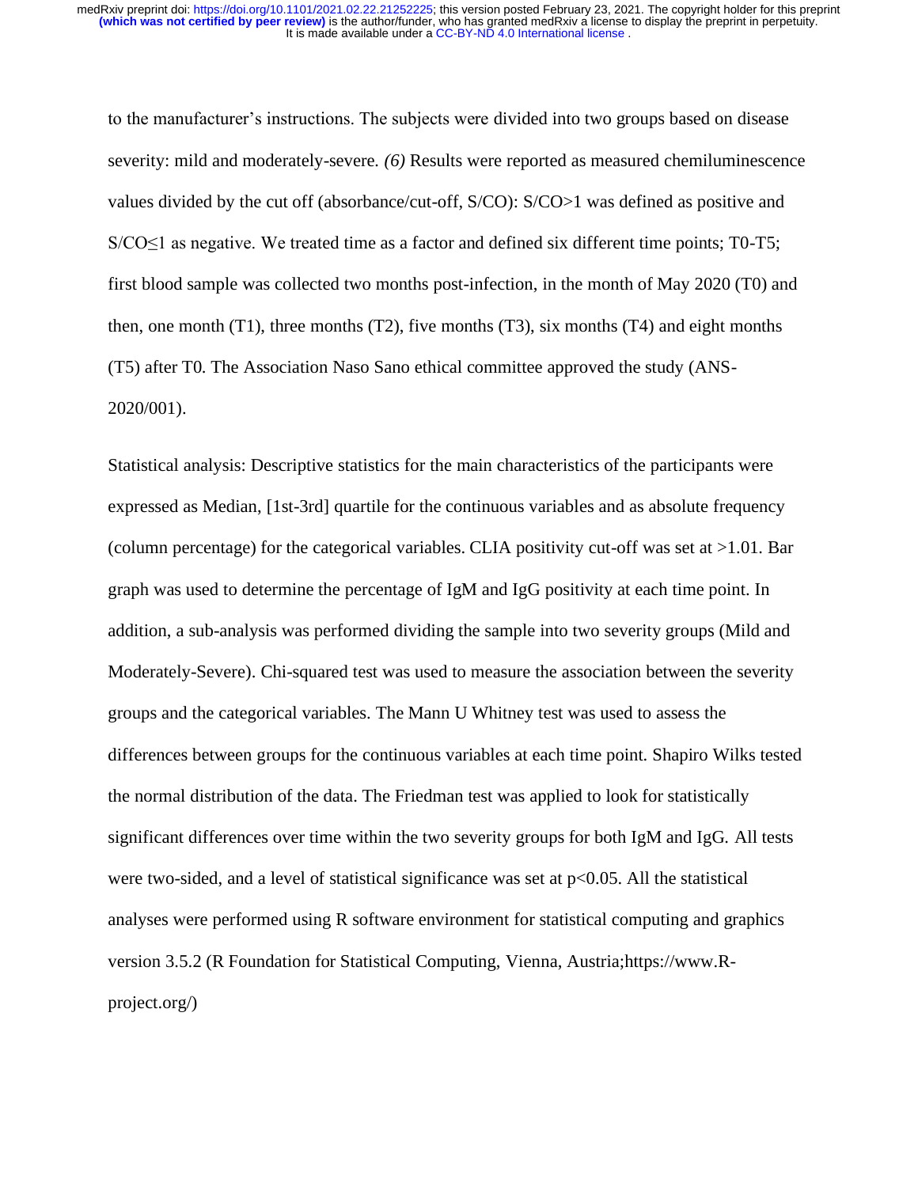to the manufacturer's instructions. The subjects were divided into two groups based on disease severity: mild and moderately-severe. *(6)* Results were reported as measured chemiluminescence values divided by the cut off (absorbance/cut-off, S/CO): S/CO>1 was defined as positive and S/CO≤1 as negative. We treated time as a factor and defined six different time points; T0-T5; first blood sample was collected two months post-infection, in the month of May 2020 (T0) and then, one month (T1), three months (T2), five months (T3), six months (T4) and eight months (T5) after T0. The Association Naso Sano ethical committee approved the study (ANS-2020/001).

Statistical analysis: Descriptive statistics for the main characteristics of the participants were expressed as Median, [1st-3rd] quartile for the continuous variables and as absolute frequency (column percentage) for the categorical variables. CLIA positivity cut-off was set at >1.01. Bar graph was used to determine the percentage of IgM and IgG positivity at each time point. In addition, a sub-analysis was performed dividing the sample into two severity groups (Mild and Moderately-Severe). Chi-squared test was used to measure the association between the severity groups and the categorical variables. The Mann U Whitney test was used to assess the differences between groups for the continuous variables at each time point. Shapiro Wilks tested the normal distribution of the data. The Friedman test was applied to look for statistically significant differences over time within the two severity groups for both IgM and IgG. All tests were two-sided, and a level of statistical significance was set at $p<0.05$. All the statistical analyses were performed using R software environment for statistical computing and graphics version 3.5.2 (R Foundation for Statistical Computing, Vienna, Austria;https://www.R-project.org/)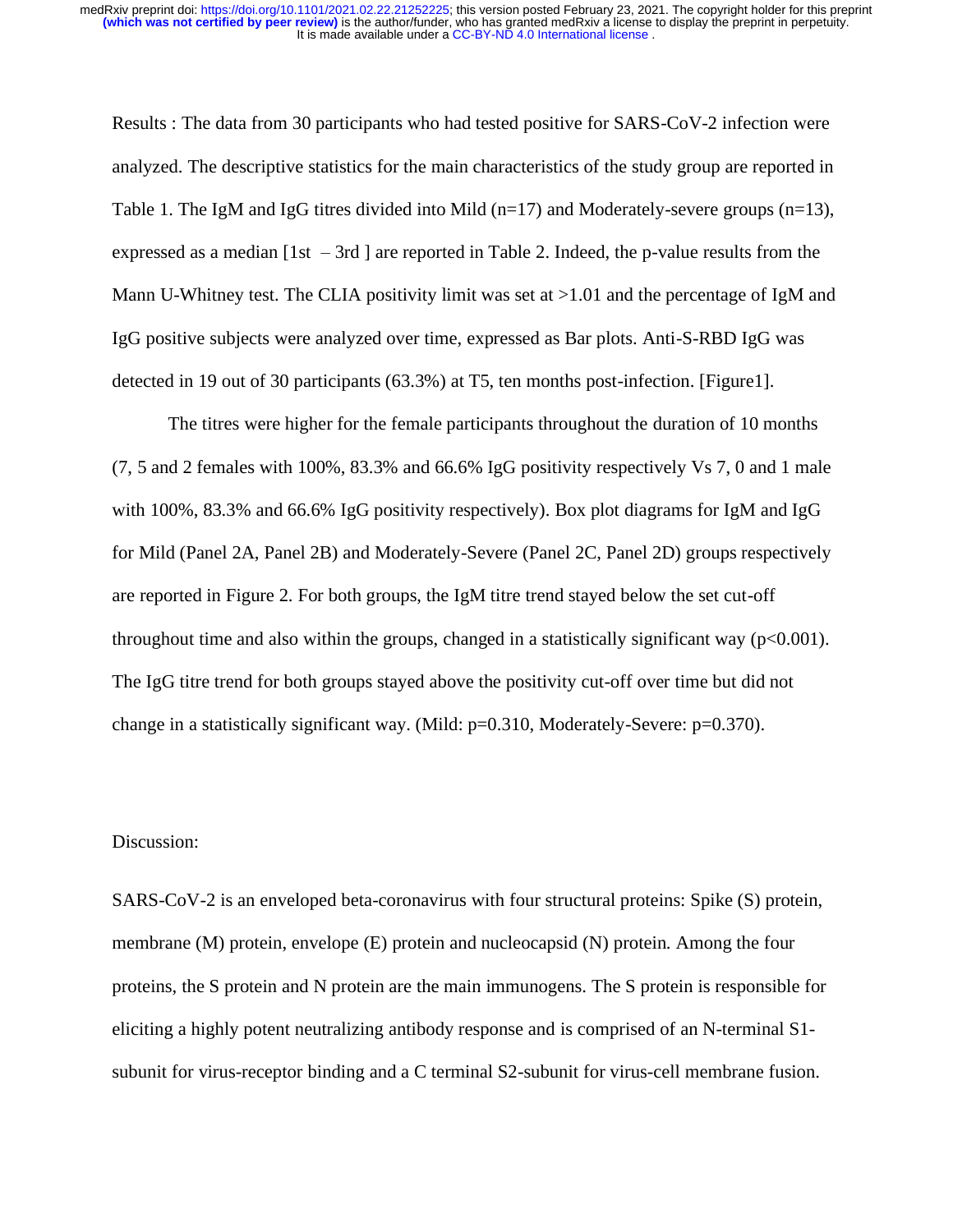Results : The data from 30 participants who had tested positive for SARS-CoV-2 infection were analyzed. The descriptive statistics for the main characteristics of the study group are reported in Table 1. The IgM and IgG titres divided into Mild (n=17) and Moderately-severe groups (n=13), expressed as a median [1st – 3rd ] are reported in Table 2. Indeed, the p-value results from the Mann U-Whitney test. The CLIA positivity limit was set at >1.01 and the percentage of IgM and IgG positive subjects were analyzed over time, expressed as Bar plots. Anti-S-RBD IgG was detected in 19 out of 30 participants (63.3%) at T5, ten months post-infection. [Figure1].

The titres were higher for the female participants throughout the duration of 10 months (7, 5 and 2 females with 100%, 83.3% and 66.6% IgG positivity respectively Vs 7, 0 and 1 male with 100%, 83.3% and 66.6% IgG positivity respectively). Box plot diagrams for IgM and IgG for Mild (Panel 2A, Panel 2B) and Moderately-Severe (Panel 2C, Panel 2D) groups respectively are reported in Figure 2. For both groups, the IgM titre trend stayed below the set cut-off throughout time and also within the groups, changed in a statistically significant way ($p<0.001$). The IgG titre trend for both groups stayed above the positivity cut-off over time but did not change in a statistically significant way. (Mild: $p=0.310$, Moderately-Severe: $p=0.370$).

Discussion:

SARS-CoV-2 is an enveloped beta-coronavirus with four structural proteins: Spike (S) protein, membrane (M) protein, envelope (E) protein and nucleocapsid (N) protein. Among the four proteins, the S protein and N protein are the main immunogens. The S protein is responsible for eliciting a highly potent neutralizing antibody response and is comprised of an N-terminal S1-subunit for virus-receptor binding and a C terminal S2-subunit for virus-cell membrane fusion.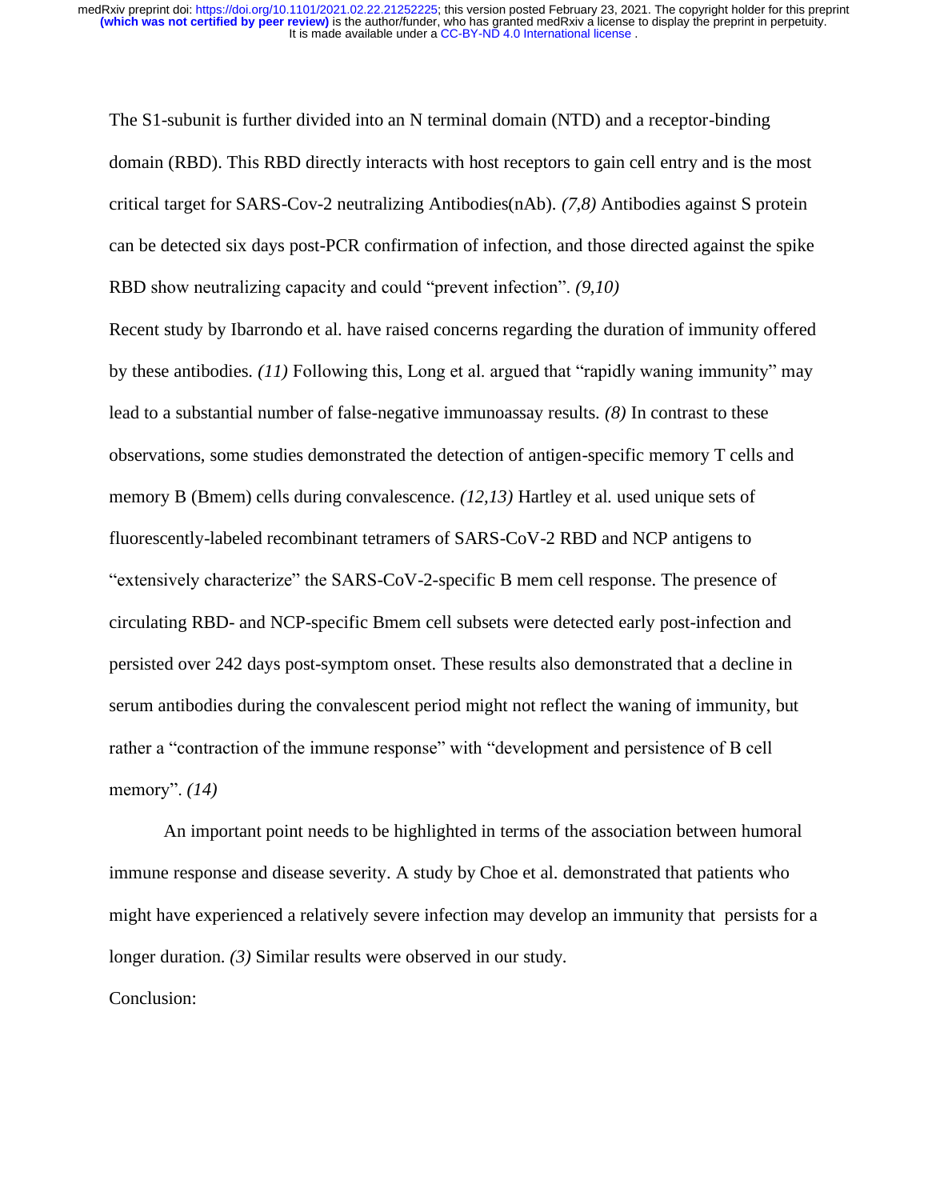The S1-subunit is further divided into an N terminal domain (NTD) and a receptor-binding domain (RBD). This RBD directly interacts with host receptors to gain cell entry and is the most critical target for SARS-Cov-2 neutralizing Antibodies(nAb). *(7,8)* Antibodies against S protein can be detected six days post-PCR confirmation of infection, and those directed against the spike RBD show neutralizing capacity and could "prevent infection". *(9,10)*

Recent study by Ibarrondo et al. have raised concerns regarding the duration of immunity offered by these antibodies. *(11)* Following this, Long et al. argued that "rapidly waning immunity" may lead to a substantial number of false-negative immunoassay results. *(8)* In contrast to these observations, some studies demonstrated the detection of antigen-specific memory T cells and memory B (Bmem) cells during convalescence. *(12,13)* Hartley et al. used unique sets of fluorescently-labeled recombinant tetramers of SARS-CoV-2 RBD and NCP antigens to "extensively characterize" the SARS-CoV-2-specific B mem cell response. The presence of circulating RBD- and NCP-specific Bmem cell subsets were detected early post-infection and persisted over 242 days post-symptom onset. These results also demonstrated that a decline in serum antibodies during the convalescent period might not reflect the waning of immunity, but rather a "contraction of the immune response" with "development and persistence of B cell memory". *(14)*

An important point needs to be highlighted in terms of the association between humoral immune response and disease severity. A study by Choe et al. demonstrated that patients who might have experienced a relatively severe infection may develop an immunity that persists for a longer duration. *(3)* Similar results were observed in our study.

Conclusion: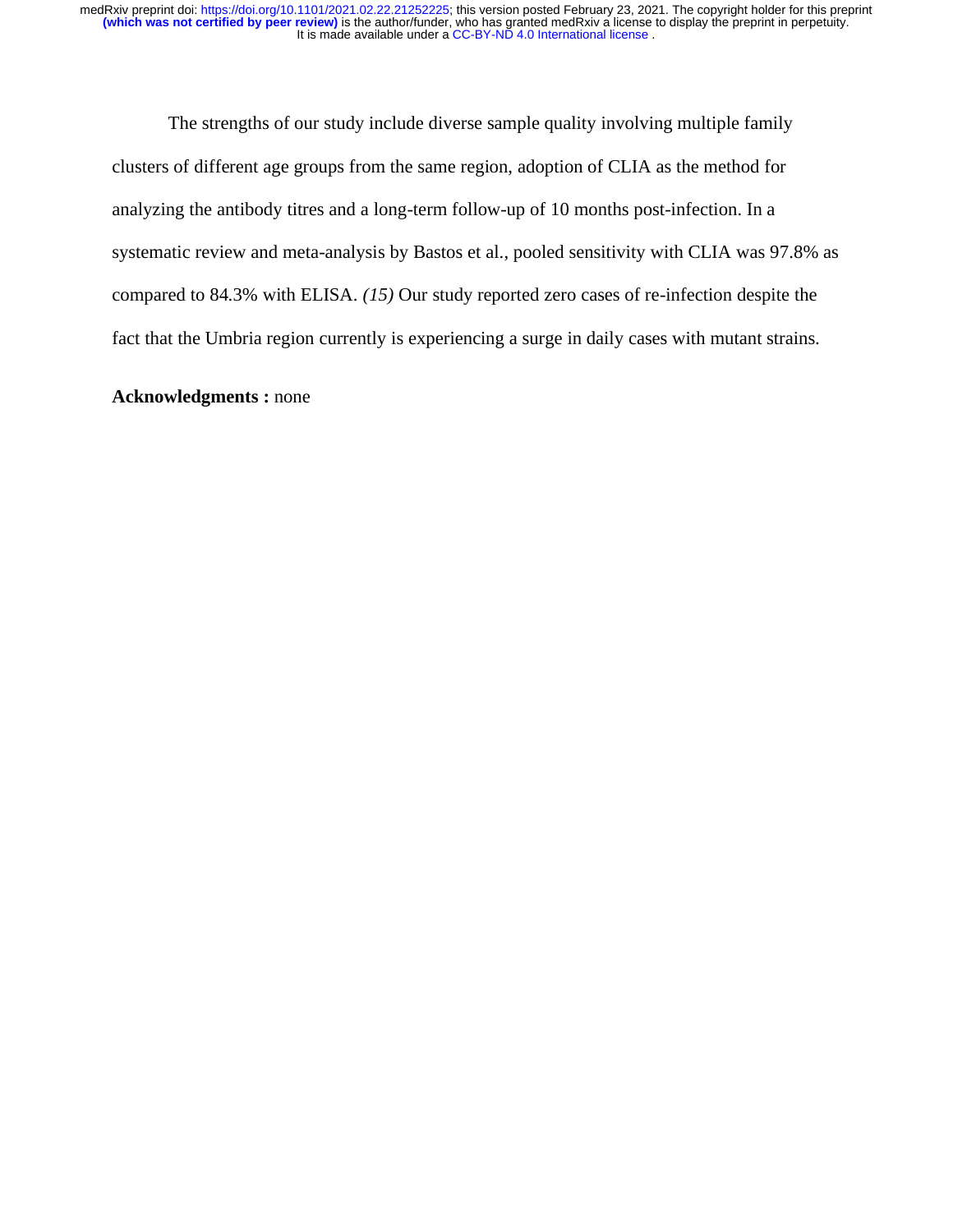The strengths of our study include diverse sample quality involving multiple family clusters of different age groups from the same region, adoption of CLIA as the method for analyzing the antibody titres and a long-term follow-up of 10 months post-infection. In a systematic review and meta-analysis by Bastos et al., pooled sensitivity with CLIA was 97.8% as compared to 84.3% with ELISA. *(15)* Our study reported zero cases of re-infection despite the fact that the Umbria region currently is experiencing a surge in daily cases with mutant strains.

**Acknowledgments :** none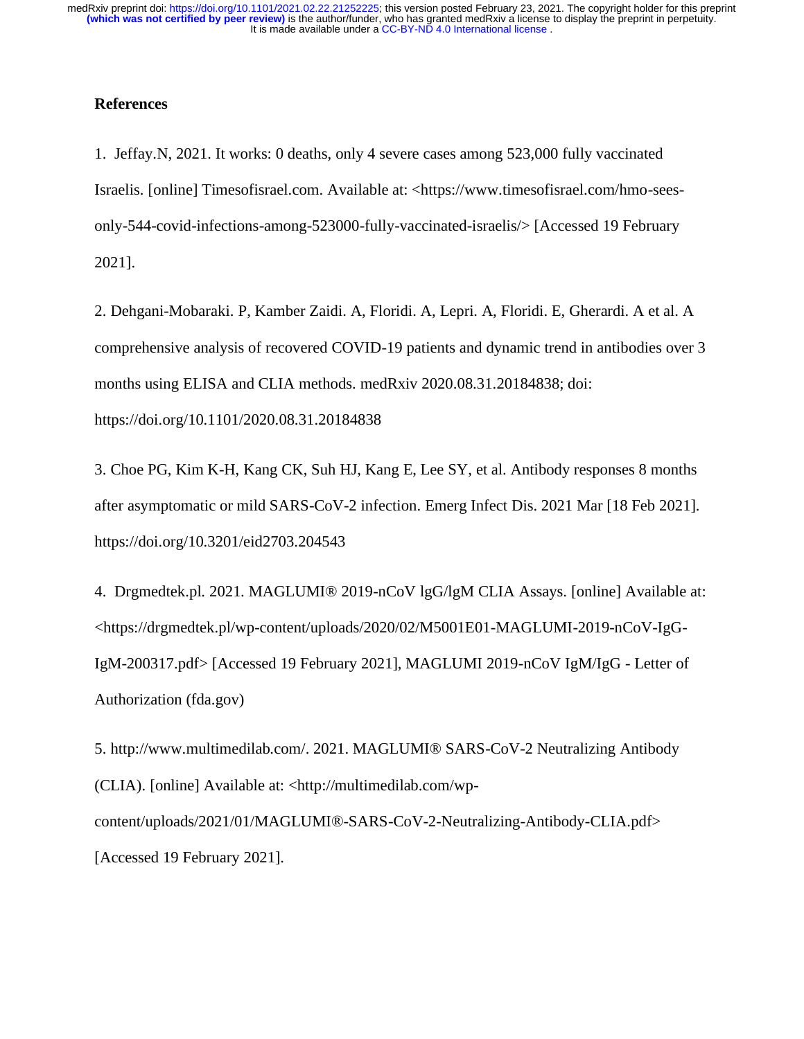## References

1. Jeffay.N, 2021. It works: 0 deaths, only 4 severe cases among 523,000 fully vaccinated Israelis. [online] Timesofisrael.com. Available at: <https://www.timesofisrael.com/hmo-sees-only-544-covid-infections-among-523000-fully-vaccinated-israelis/> [Accessed 19 February 2021].

2. Dehgani-Mobaraki. P, Kamber Zaidi. A, Floridi. A, Lepri. A, Floridi. E, Gherardi. A et al. A comprehensive analysis of recovered COVID-19 patients and dynamic trend in antibodies over 3 months using ELISA and CLIA methods. medRxiv 2020.08.31.20184838; doi: https://doi.org/10.1101/2020.08.31.20184838

3. Choe PG, Kim K-H, Kang CK, Suh HJ, Kang E, Lee SY, et al. Antibody responses 8 months after asymptomatic or mild SARS-CoV-2 infection. Emerg Infect Dis. 2021 Mar [18 Feb 2021]. https://doi.org/10.3201/eid2703.204543

4. Drgmedtek.pl. 2021. MAGLUMI® 2019-nCoV lgG/lgM CLIA Assays. [online] Available at: <https://drgmedtek.pl/wp-content/uploads/2020/02/M5001E01-MAGLUMI-2019-nCoV-IgG-IgM-200317.pdf> [Accessed 19 February 2021], MAGLUMI 2019-nCoV IgM/IgG - Letter of Authorization (fda.gov)

5. http://www.multimedilab.com/. 2021. MAGLUMI® SARS-CoV-2 Neutralizing Antibody (CLIA). [online] Available at: <http://multimedilab.com/wp-content/uploads/2021/01/MAGLUMI®-SARS-CoV-2-Neutralizing-Antibody-CLIA.pdf> [Accessed 19 February 2021].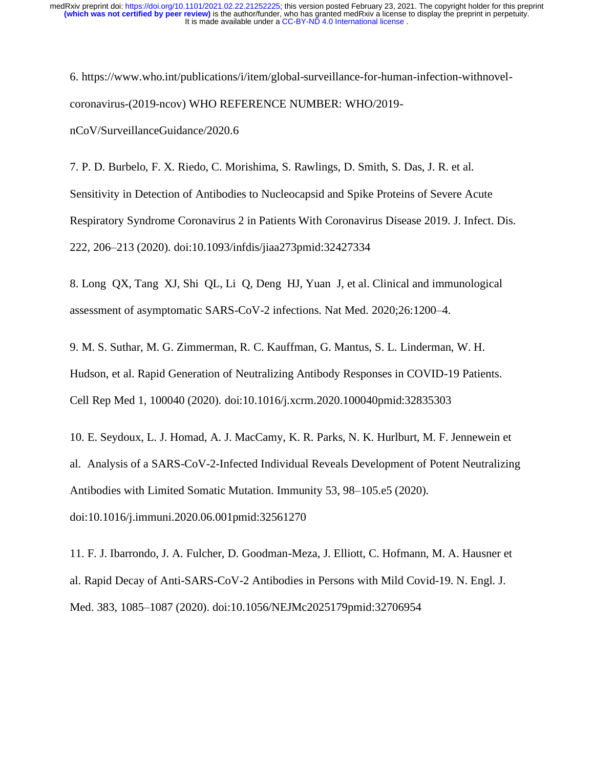6. https://www.who.int/publications/i/item/global-surveillance-for-human-infection-withnovel-coronavirus-(2019-ncov) WHO REFERENCE NUMBER: WHO/2019-nCoV/SurveillanceGuidance/2020.6

7. P. D. Burbelo, F. X. Riedo, C. Morishima, S. Rawlings, D. Smith, S. Das, J. R. et al. Sensitivity in Detection of Antibodies to Nucleocapsid and Spike Proteins of Severe Acute Respiratory Syndrome Coronavirus 2 in Patients With Coronavirus Disease 2019. J. Infect. Dis. 222, 206–213 (2020). doi:10.1093/infdis/jiaa273pmid:32427334

8. Long QX, Tang XJ, Shi QL, Li Q, Deng HJ, Yuan J, et al. Clinical and immunological assessment of asymptomatic SARS-CoV-2 infections. Nat Med. 2020;26:1200–4.

9. M. S. Suthar, M. G. Zimmerman, R. C. Kauffman, G. Mantus, S. L. Linderman, W. H. Hudson, et al. Rapid Generation of Neutralizing Antibody Responses in COVID-19 Patients. Cell Rep Med 1, 100040 (2020). doi:10.1016/j.xcrm.2020.100040pmid:32835303

10. E. Seydoux, L. J. Homad, A. J. MacCamy, K. R. Parks, N. K. Hurlburt, M. F. Jennewein et al. Analysis of a SARS-CoV-2-Infected Individual Reveals Development of Potent Neutralizing Antibodies with Limited Somatic Mutation. Immunity 53, 98–105.e5 (2020). doi:10.1016/j.immuni.2020.06.001pmid:32561270

11. F. J. Ibarrondo, J. A. Fulcher, D. Goodman-Meza, J. Elliott, C. Hofmann, M. A. Hausner et al. Rapid Decay of Anti-SARS-CoV-2 Antibodies in Persons with Mild Covid-19. N. Engl. J. Med. 383, 1085–1087 (2020). doi:10.1056/NEJMc2025179pmid:32706954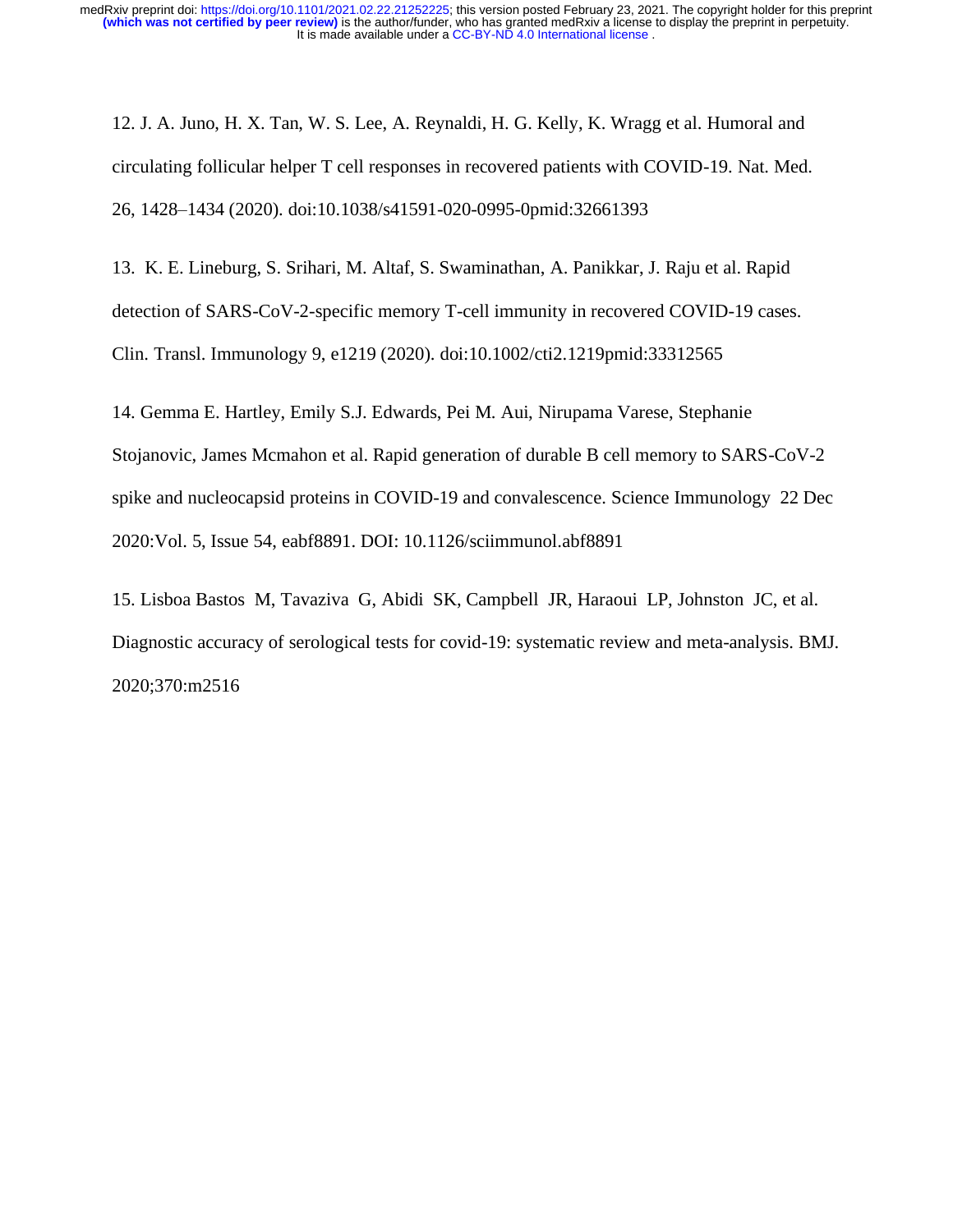12. J. A. Juno, H. X. Tan, W. S. Lee, A. Reynaldi, H. G. Kelly, K. Wragg et al. Humoral and circulating follicular helper T cell responses in recovered patients with COVID-19. Nat. Med. 26, 1428–1434 (2020). doi:10.1038/s41591-020-0995-0pmid:32661393

13. K. E. Lineburg, S. Srihari, M. Altaf, S. Swaminathan, A. Panikkar, J. Raju et al. Rapid detection of SARS-CoV-2-specific memory T-cell immunity in recovered COVID-19 cases. Clin. Transl. Immunology 9, e1219 (2020). doi:10.1002/cti2.1219pmid:33312565

14. Gemma E. Hartley, Emily S.J. Edwards, Pei M. Aui, Nirupama Varese, Stephanie Stojanovic, James Mcmahon et al. Rapid generation of durable B cell memory to SARS-CoV-2 spike and nucleocapsid proteins in COVID-19 and convalescence. Science Immunology 22 Dec 2020:Vol. 5, Issue 54, eabf8891. DOI: 10.1126/sciimmunol.abf8891

15. Lisboa Bastos M, Tavaziva G, Abidi SK, Campbell JR, Haraoui LP, Johnston JC, et al. Diagnostic accuracy of serological tests for covid-19: systematic review and meta-analysis. BMJ. 2020;370:m2516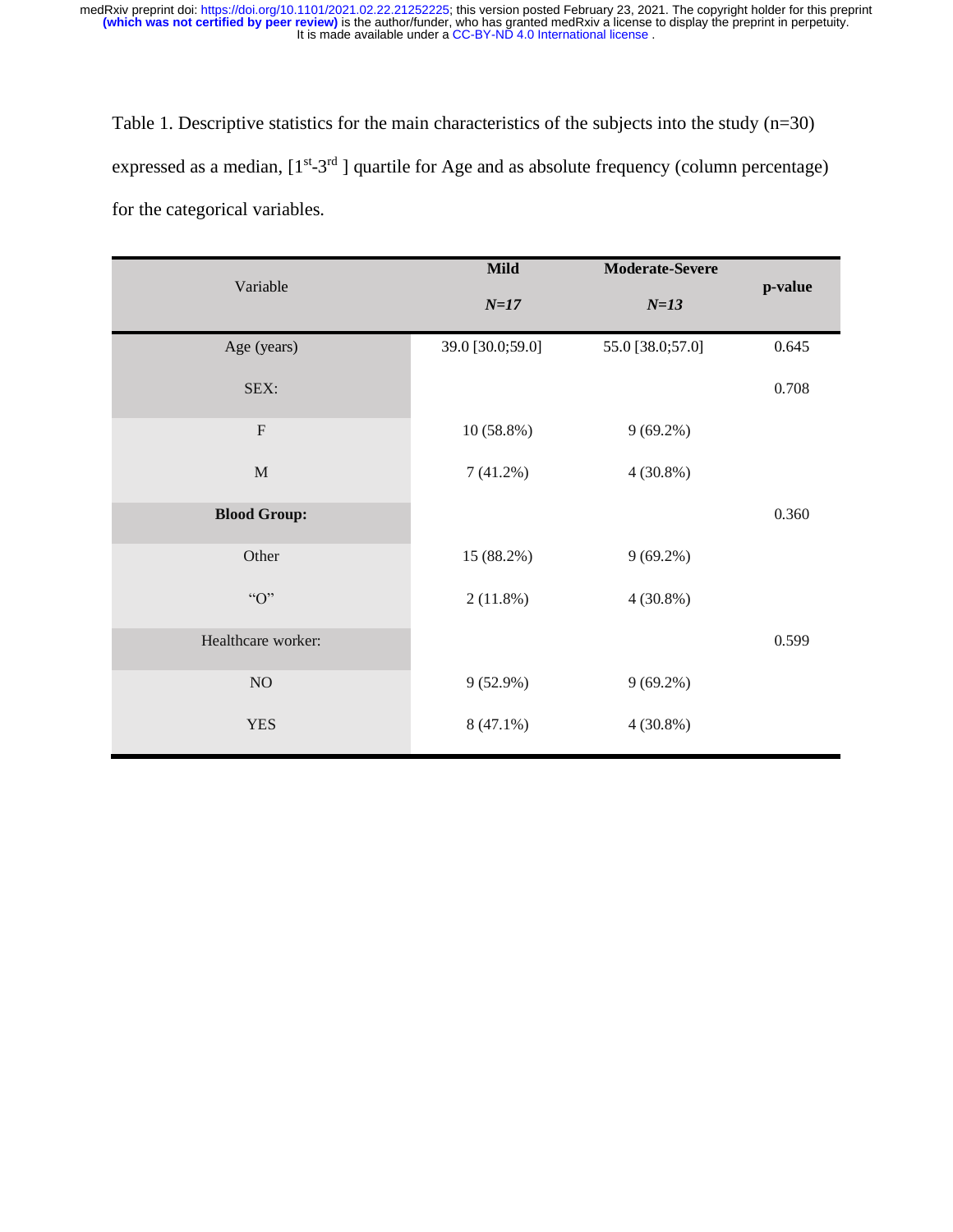Table 1. Descriptive statistics for the main characteristics of the subjects into the study (n=30) expressed as a median, [1st-3rd ] quartile for Age and as absolute frequency (column percentage) for the categorical variables.

| Variable | **Mild** *N=17* | **Moderate-Severe** *N=13* | **p-value** |
|---|---|---|---|
| Age (years) | 39.0 [30.0;59.0] | 55.0 [38.0;57.0] | 0.645 |
| SEX: | | | 0.708 |
| F | 10 (58.8%) | 9 (69.2%) | |
| M | 7 (41.2%) | 4 (30.8%) | |
| **Blood Group:** | | | 0.360 |
| Other | 15 (88.2%) | 9 (69.2%) | |
| "O" | 2 (11.8%) | 4 (30.8%) | |
| Healthcare worker: | | | 0.599 |
| NO | 9 (52.9%) | 9 (69.2%) | |
| YES | 8 (47.1%) | 4 (30.8%) | |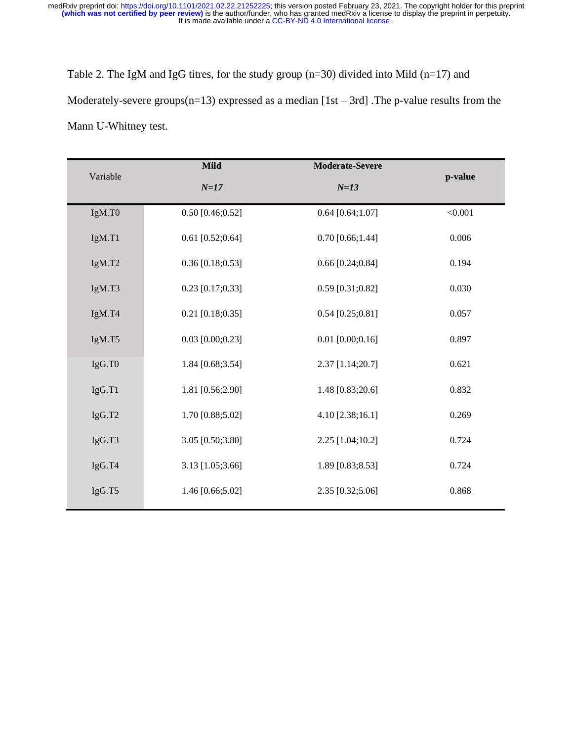Table 2. The IgM and IgG titres, for the study group (n=30) divided into Mild (n=17) and Moderately-severe groups(n=13) expressed as a median [1st – 3rd] .The p-value results from the Mann U-Whitney test.

| Variable | **Mild** *N=17* | **Moderate-Severe** *N=13* | **p-value** |
|---|---|---|---|
| IgM.T0 | 0.50 [0.46;0.52] | 0.64 [0.64;1.07] | <0.001 |
| IgM.T1 | 0.61 [0.52;0.64] | 0.70 [0.66;1.44] | 0.006 |
| IgM.T2 | 0.36 [0.18;0.53] | 0.66 [0.24;0.84] | 0.194 |
| IgM.T3 | 0.23 [0.17;0.33] | 0.59 [0.31;0.82] | 0.030 |
| IgM.T4 | 0.21 [0.18;0.35] | 0.54 [0.25;0.81] | 0.057 |
| IgM.T5 | 0.03 [0.00;0.23] | 0.01 [0.00;0.16] | 0.897 |
| IgG.T0 | 1.84 [0.68;3.54] | 2.37 [1.14;20.7] | 0.621 |
| IgG.T1 | 1.81 [0.56;2.90] | 1.48 [0.83;20.6] | 0.832 |
| IgG.T2 | 1.70 [0.88;5.02] | 4.10 [2.38;16.1] | 0.269 |
| IgG.T3 | 3.05 [0.50;3.80] | 2.25 [1.04;10.2] | 0.724 |
| IgG.T4 | 3.13 [1.05;3.66] | 1.89 [0.83;8.53] | 0.724 |
| IgG.T5 | 1.46 [0.66;5.02] | 2.35 [0.32;5.06] | 0.868 |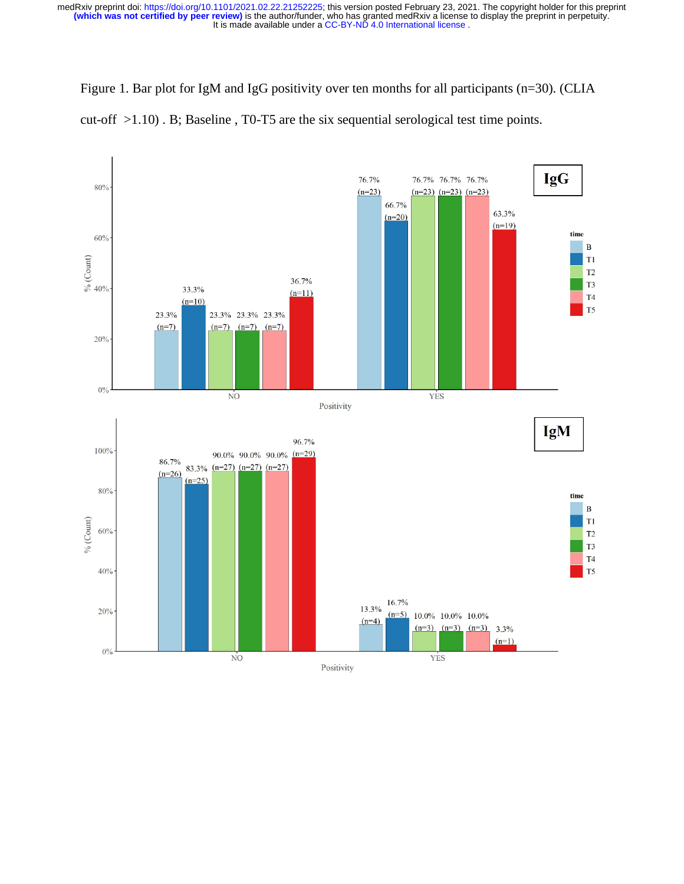Figure 1. Bar plot for IgM and IgG positivity over ten months for all participants (n=30). (CLIA cut-off >1.10) . B; Baseline , T0-T5 are the six sequential serological test time points.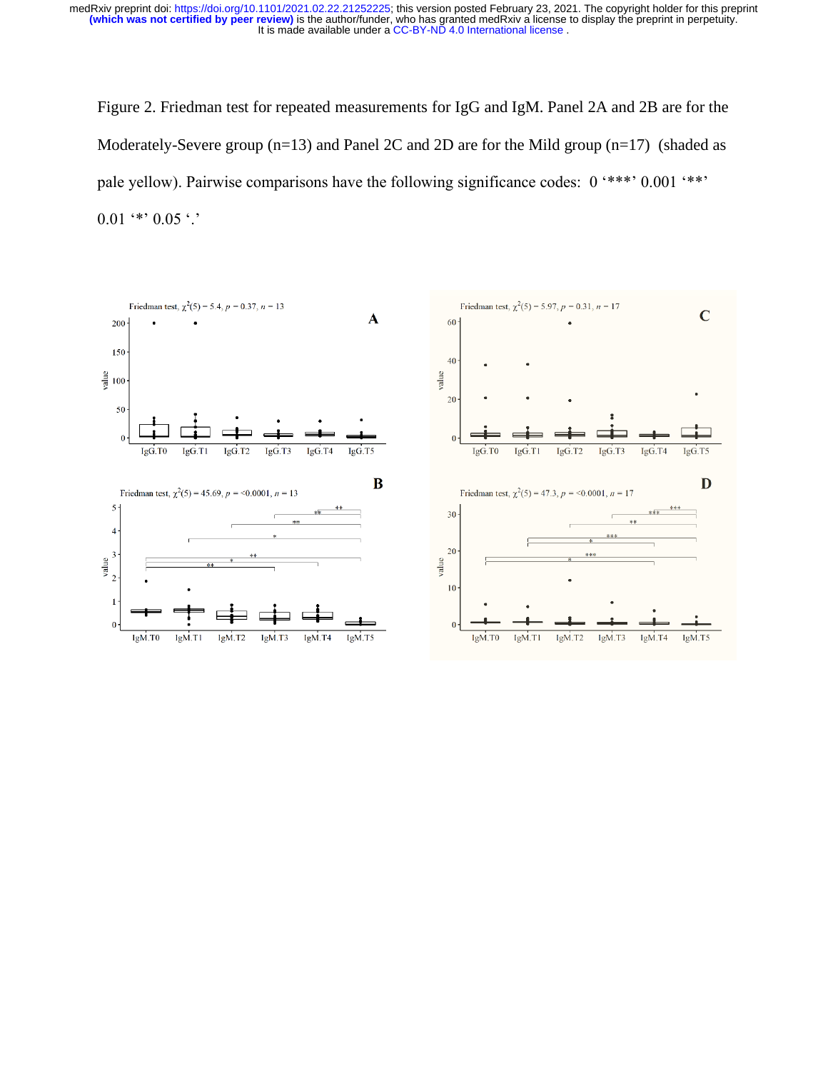Figure 2. Friedman test for repeated measurements for IgG and IgM. Panel 2A and 2B are for the Moderately-Severe group (n=13) and Panel 2C and 2D are for the Mild group (n=17) (shaded as pale yellow). Pairwise comparisons have the following significance codes: 0 '***' 0.001 '**' 0.01 '*' 0.05 '.'

A

Friedman test, $\chi^2(5) = 5.4$, $p = 0.37$, $n = 13$

value

0
50
100
150
200

IgG.T0 IgG.T1 IgG.T2 IgG.T3 IgG.T4 IgG.T5

C

Friedman test, $\chi^2(5) = 5.97$, $p = 0.31$, $n = 17$

value

0
20
40
60

IgG.T0 IgG.T1 IgG.T2 IgG.T3 IgG.T4 IgG.T5

B

Friedman test, $\chi^2(5) = 45.69$, $p = <0.0001$, $n = 13$

value

0
1
2
3
4
5

** ** ** * ** * **

IgM.T0 IgM.T1 IgM.T2 IgM.T3 IgM.T4 IgM.T5

D

Friedman test, $\chi^2(5) = 47.3$, $p = <0.0001$, $n = 17$

value

0
10
20
30

*** *** ** *** * *** *

IgM.T0 IgM.T1 IgM.T2 IgM.T3 IgM.T4 IgM.T5